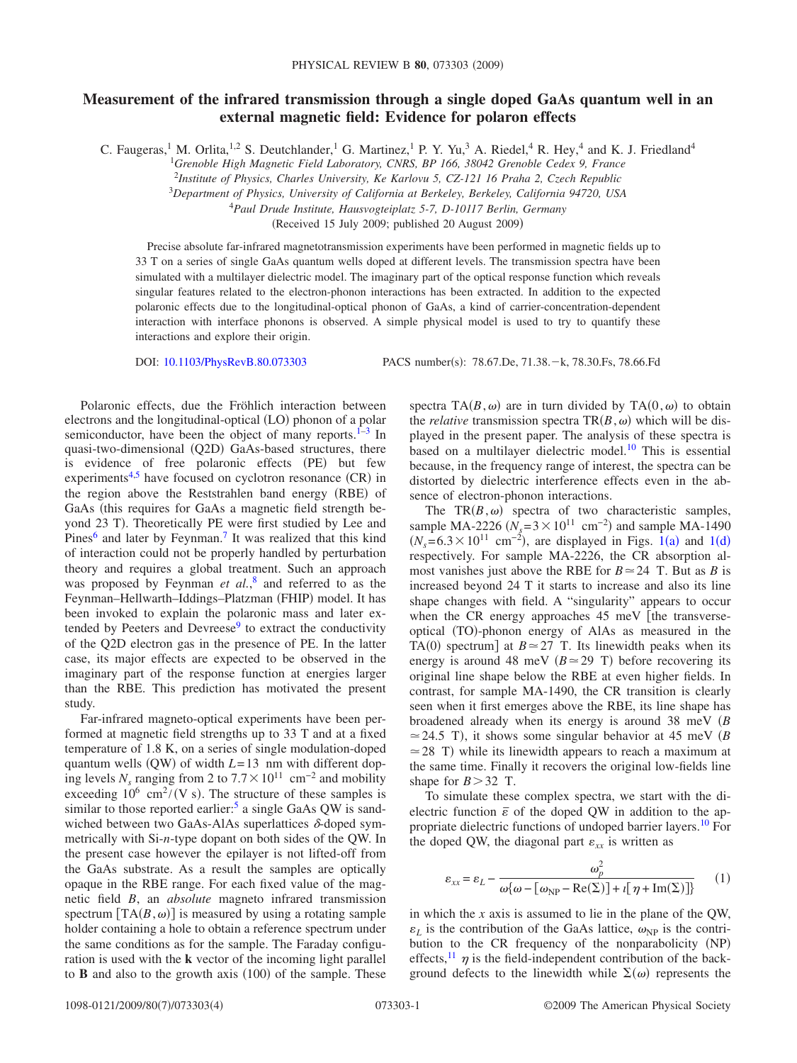# Measurement of the infrared transmission through a single doped GaAs quantum well in an external magnetic field: Evidence for polaron effects

C. Faugeras,[1] M. Orlita,[1,2] S. Deutchlander,[1] G. Martinez,[1] P. Y. Yu,[3] A. Riedel,[4] R. Hey,[4] and K. J. Friedland[4]

[1]*Grenoble High Magnetic Field Laboratory, CNRS, BP 166, 38042 Grenoble Cedex 9, France*
[2]*Institute of Physics, Charles University, Ke Karlovu 5, CZ-121 16 Praha 2, Czech Republic*
[3]*Department of Physics, University of California at Berkeley, Berkeley, California 94720, USA*
[4]*Paul Drude Institute, Hausvogteiplatz 5-7, D-10117 Berlin, Germany*

(Received 15 July 2009; published 20 August 2009)

Precise absolute far-infrared magnetotransmission experiments have been performed in magnetic fields up to 33 T on a series of single GaAs quantum wells doped at different levels. The transmission spectra have been simulated with a multilayer dielectric model. The imaginary part of the optical response function which reveals singular features related to the electron-phonon interactions has been extracted. In addition to the expected polaronic effects due to the longitudinal-optical phonon of GaAs, a kind of carrier-concentration-dependent interaction with interface phonons is observed. A simple physical model is used to try to quantify these interactions and explore their origin.

DOI: 10.1103/PhysRevB.80.073303 PACS number(s): 78.67.De, 71.38.−k, 78.30.Fs, 78.66.Fd

Polaronic effects, due the Fröhlich interaction between electrons and the longitudinal-optical (LO) phonon of a polar semiconductor, have been the object of many reports.[1–3] In quasi-two-dimensional (Q2D) GaAs-based structures, there is evidence of free polaronic effects (PE) but few experiments[4,5] have focused on cyclotron resonance (CR) in the region above the Reststrahlen band energy (RBE) of GaAs (this requires for GaAs a magnetic field strength beyond 23 T). Theoretically PE were first studied by Lee and Pines[6] and later by Feynman.[7] It was realized that this kind of interaction could not be properly handled by perturbation theory and requires a global treatment. Such an approach was proposed by Feynman *et al.*,[8] and referred to as the Feynman–Hellwarth–Iddings–Platzman (FHIP) model. It has been invoked to explain the polaronic mass and later extended by Peeters and Devreese[9] to extract the conductivity of the Q2D electron gas in the presence of PE. In the latter case, its major effects are expected to be observed in the imaginary part of the response function at energies larger than the RBE. This prediction has motivated the present study.

Far-infrared magneto-optical experiments have been performed at magnetic field strengths up to 33 T and at a fixed temperature of 1.8 K, on a series of single modulation-doped quantum wells (QW) of width $L=13$ nm with different doping levels $N_s$ ranging from 2 to $7.7\times10^{11}$ cm$^{-2}$ and mobility exceeding $10^6$ cm$^2$/(V s). The structure of these samples is similar to those reported earlier:[5] a single GaAs QW is sandwiched between two GaAs-AlAs superlattices $\delta$-doped symmetrically with Si-*n*-type dopant on both sides of the QW. In the present case however the epilayer is not lifted-off from the GaAs substrate. As a result the samples are optically opaque in the RBE range. For each fixed value of the magnetic field $B$, an *absolute* magneto infrared transmission spectrum $[\mathrm{TA}(B,\omega)]$ is measured by using a rotating sample holder containing a hole to obtain a reference spectrum under the same conditions as for the sample. The Faraday configuration is used with the $\mathbf{k}$ vector of the incoming light parallel to $\mathbf{B}$ and also to the growth axis (100) of the sample. These spectra $\mathrm{TA}(B,\omega)$ are in turn divided by $\mathrm{TA}(0,\omega)$ to obtain the *relative* transmission spectra $\mathrm{TR}(B,\omega)$ which will be displayed in the present paper. The analysis of these spectra is based on a multilayer dielectric model.[10] This is essential because, in the frequency range of interest, the spectra can be distorted by dielectric interference effects even in the absence of electron-phonon interactions.

The $\mathrm{TR}(B,\omega)$ spectra of two characteristic samples, sample MA-2226 ($N_s=3\times10^{11}$ cm$^{-2}$) and sample MA-1490 ($N_s=6.3\times10^{11}$ cm$^{-2}$), are displayed in Figs. 1(a) and 1(d) respectively. For sample MA-2226, the CR absorption almost vanishes just above the RBE for $B\simeq24$ T. But as $B$ is increased beyond 24 T it starts to increase and also its line shape changes with field. A "singularity" appears to occur when the CR energy approaches 45 meV [the transverse-optical (TO)-phonon energy of AlAs as measured in the TA(0) spectrum] at $B\simeq27$ T. Its linewidth peaks when its energy is around 48 meV ($B\simeq29$ T) before recovering its original line shape below the RBE at even higher fields. In contrast, for sample MA-1490, the CR transition is clearly seen when it first emerges above the RBE, its line shape has broadened already when its energy is around 38 meV ($B\simeq24.5$ T), it shows some singular behavior at 45 meV ($B\simeq28$ T) while its linewidth appears to reach a maximum at the same time. Finally it recovers the original low-fields line shape for $B>32$ T.

To simulate these complex spectra, we start with the dielectric function $\bar{\varepsilon}$ of the doped QW in addition to the appropriate dielectric functions of undoped barrier layers.[10] For the doped QW, the diagonal part $\varepsilon_{xx}$ is written as

$$\varepsilon_{xx}=\varepsilon_L-\frac{\omega_p^2}{\omega\{\omega-[\omega_{\mathrm{NP}}-\mathrm{Re}(\Sigma)]+\imath[\eta+\mathrm{Im}(\Sigma)]\}} \qquad (1)$$

in which the $x$ axis is assumed to lie in the plane of the QW, $\varepsilon_L$ is the contribution of the GaAs lattice, $\omega_{\mathrm{NP}}$ is the contribution to the CR frequency of the nonparabolicity (NP) effects,[11] $\eta$ is the field-independent contribution of the background defects to the linewidth while $\Sigma(\omega)$ represents the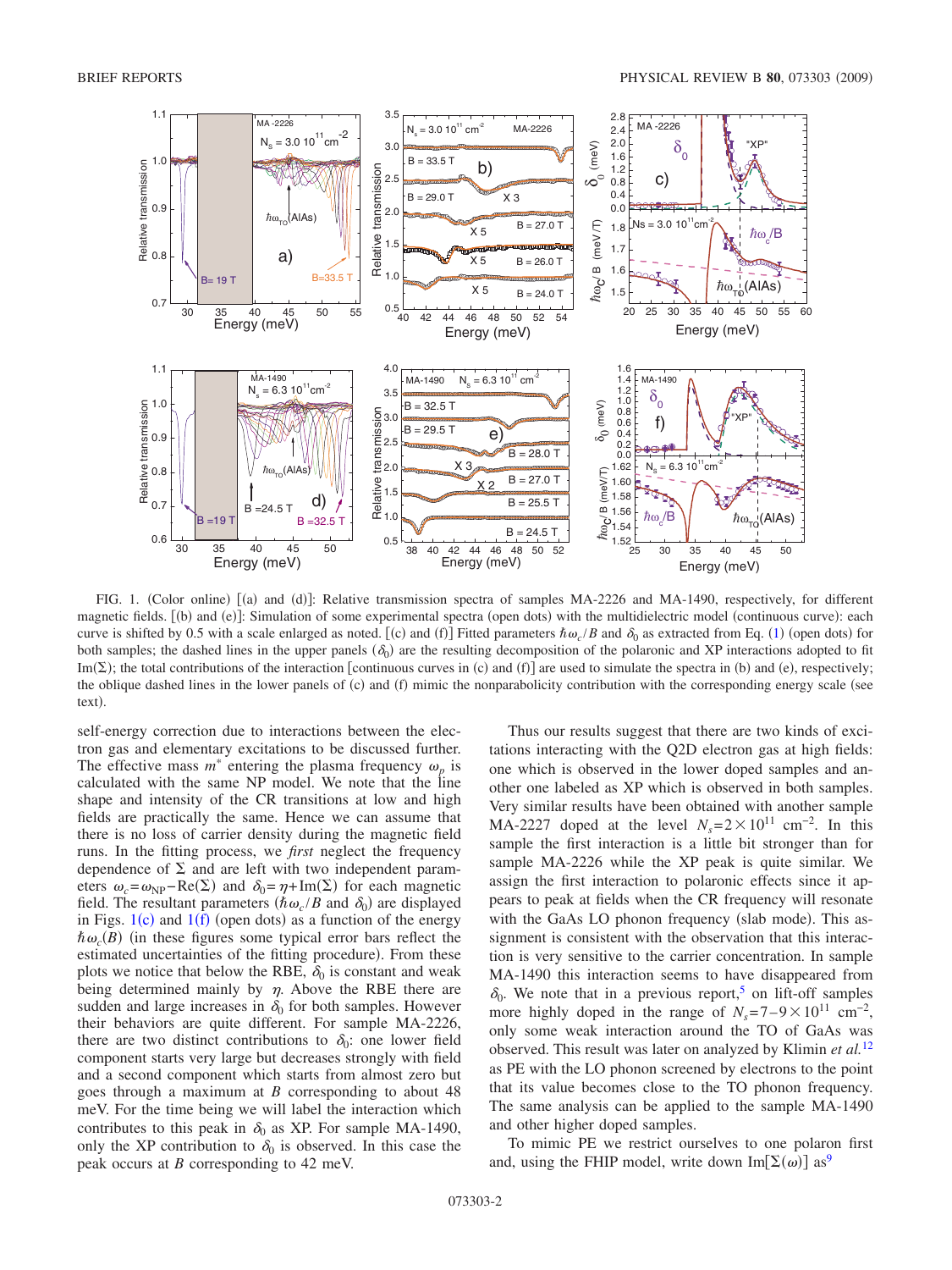FIG. 1. (Color online) [(a) and (d)]: Relative transmission spectra of samples MA-2226 and MA-1490, respectively, for different magnetic fields. [(b) and (e)]: Simulation of some experimental spectra (open dots) with the multidielectric model (continuous curve): each curve is shifted by 0.5 with a scale enlarged as noted. [(c) and (f)] Fitted parameters $\hbar\omega_c/B$ and $\delta_0$ as extracted from Eq. (1) (open dots) for both samples; the dashed lines in the upper panels ($\delta_0$) are the resulting decomposition of the polaronic and XP interactions adopted to fit Im($\Sigma$); the total contributions of the interaction [continuous curves in (c) and (f)] are used to simulate the spectra in (b) and (e), respectively; the oblique dashed lines in the lower panels of (c) and (f) mimic the nonparabolicity contribution with the corresponding energy scale (see text).

self-energy correction due to interactions between the electron gas and elementary excitations to be discussed further. The effective mass $m^*$ entering the plasma frequency $\omega_p$ is calculated with the same NP model. We note that the line shape and intensity of the CR transitions at low and high fields are practically the same. Hence we can assume that there is no loss of carrier density during the magnetic field runs. In the fitting process, we *first* neglect the frequency dependence of $\Sigma$ and are left with two independent parameters $\omega_c = \omega_{NP} - \mathrm{Re}(\Sigma)$ and $\delta_0 = \eta + \mathrm{Im}(\Sigma)$ for each magnetic field. The resultant parameters ($\hbar\omega_c/B$ and $\delta_0$) are displayed in Figs. 1(c) and 1(f) (open dots) as a function of the energy $\hbar\omega_c(B)$ (in these figures some typical error bars reflect the estimated uncertainties of the fitting procedure). From these plots we notice that below the RBE, $\delta_0$ is constant and weak being determined mainly by $\eta$. Above the RBE there are sudden and large increases in $\delta_0$ for both samples. However their behaviors are quite different. For sample MA-2226, there are two distinct contributions to $\delta_0$: one lower field component starts very large but decreases strongly with field and a second component which starts from almost zero but goes through a maximum at $B$ corresponding to about 48 meV. For the time being we will label the interaction which contributes to this peak in $\delta_0$ as XP. For sample MA-1490, only the XP contribution to $\delta_0$ is observed. In this case the peak occurs at $B$ corresponding to 42 meV.

Thus our results suggest that there are two kinds of excitations interacting with the Q2D electron gas at high fields: one which is observed in the lower doped samples and another one labeled as XP which is observed in both samples. Very similar results have been obtained with another sample MA-2227 doped at the level $N_s = 2\times10^{11}$ cm$^{-2}$. In this sample the first interaction is a little bit stronger than for sample MA-2226 while the XP peak is quite similar. We assign the first interaction to polaronic effects since it appears to peak at fields when the CR frequency will resonate with the GaAs LO phonon frequency (slab mode). This assignment is consistent with the observation that this interaction is very sensitive to the carrier concentration. In sample MA-1490 this interaction seems to have disappeared from $\delta_0$. We note that in a previous report,[5] on lift-off samples more highly doped in the range of $N_s = 7-9\times10^{11}$ cm$^{-2}$, only some weak interaction around the TO of GaAs was observed. This result was later on analyzed by Klimin *et al.*[12] as PE with the LO phonon screened by electrons to the point that its value becomes close to the TO phonon frequency. The same analysis can be applied to the sample MA-1490 and other higher doped samples.

To mimic PE we restrict ourselves to one polaron first and, using the FHIP model, write down Im[$\Sigma(\omega)$] as[9]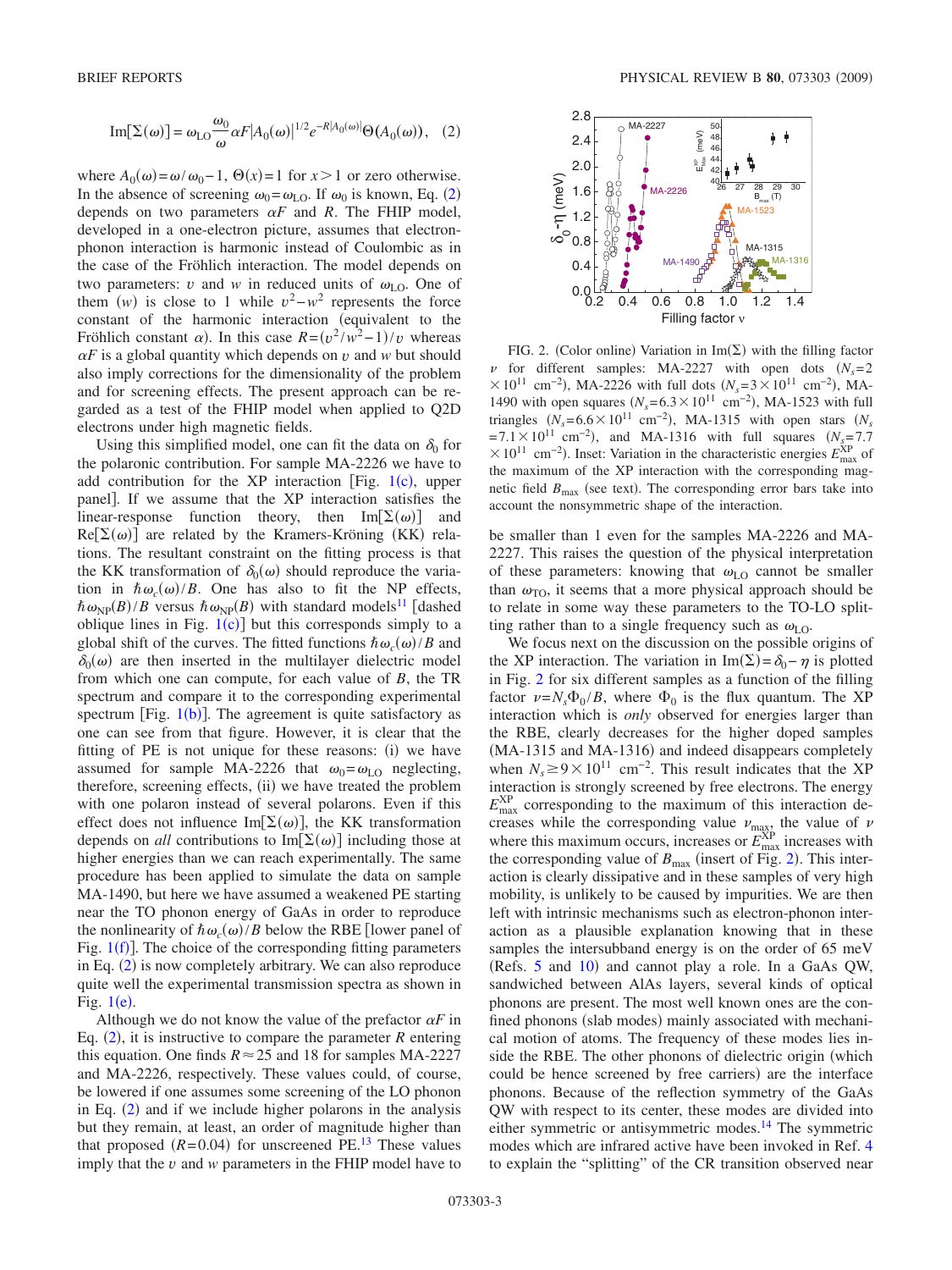$$\mathrm{Im}[\Sigma(\omega)] = \omega_{\mathrm{LO}} \frac{\omega_0}{\omega} \alpha F |A_0(\omega)|^{1/2} e^{-R|A_0(\omega)|} \Theta(A_0(\omega)), \quad (2)$$

where $A_0(\omega) = \omega/\omega_0 - 1$, $\Theta(x) = 1$ for $x > 1$ or zero otherwise. In the absence of screening $\omega_0 = \omega_{\mathrm{LO}}$. If $\omega_0$ is known, Eq. (2) depends on two parameters $\alpha F$ and $R$. The FHIP model, developed in a one-electron picture, assumes that electron-phonon interaction is harmonic instead of Coulombic as in the case of the Fröhlich interaction. The model depends on two parameters: $v$ and $w$ in reduced units of $\omega_{\mathrm{LO}}$. One of them ($w$) is close to 1 while $v^2 - w^2$ represents the force constant of the harmonic interaction (equivalent to the Fröhlich constant $\alpha$). In this case $R = (v^2/w^2 - 1)/v$ whereas $\alpha F$ is a global quantity which depends on $v$ and $w$ but should also imply corrections for the dimensionality of the problem and for screening effects. The present approach can be regarded as a test of the FHIP model when applied to Q2D electrons under high magnetic fields.

Using this simplified model, one can fit the data on $\delta_0$ for the polaronic contribution. For sample MA-2226 we have to add contribution for the XP interaction [Fig. 1(c), upper panel]. If we assume that the XP interaction satisfies the linear-response function theory, then $\mathrm{Im}[\Sigma(\omega)]$ and $\mathrm{Re}[\Sigma(\omega)]$ are related by the Kramers-Kröning (KK) relations. The resultant constraint on the fitting process is that the KK transformation of $\delta_0(\omega)$ should reproduce the variation in $\hbar\omega_c(\omega)/B$. One has also to fit the NP effects, $\hbar\omega_{\mathrm{NP}}(B)/B$ versus $\hbar\omega_{\mathrm{NP}}(B)$ with standard models[11] [dashed oblique lines in Fig. 1(c)] but this corresponds simply to a global shift of the curves. The fitted functions $\hbar\omega_c(\omega)/B$ and $\delta_0(\omega)$ are then inserted in the multilayer dielectric model from which one can compute, for each value of $B$, the TR spectrum and compare it to the corresponding experimental spectrum [Fig. 1(b)]. The agreement is quite satisfactory as one can see from that figure. However, it is clear that the fitting of PE is not unique for these reasons: (i) we have assumed for sample MA-2226 that $\omega_0 = \omega_{\mathrm{LO}}$ neglecting, therefore, screening effects, (ii) we have treated the problem with one polaron instead of several polarons. Even if this effect does not influence $\mathrm{Im}[\Sigma(\omega)]$, the KK transformation depends on *all* contributions to $\mathrm{Im}[\Sigma(\omega)]$ including those at higher energies than we can reach experimentally. The same procedure has been applied to simulate the data on sample MA-1490, but here we have assumed a weakened PE starting near the TO phonon energy of GaAs in order to reproduce the nonlinearity of $\hbar\omega_c(\omega)/B$ below the RBE [lower panel of Fig. 1(f)]. The choice of the corresponding fitting parameters in Eq. (2) is now completely arbitrary. We can also reproduce quite well the experimental transmission spectra as shown in Fig. 1(e).

Although we do not know the value of the prefactor $\alpha F$ in Eq. (2), it is instructive to compare the parameter $R$ entering this equation. One finds $R \approx 25$ and 18 for samples MA-2227 and MA-2226, respectively. These values could, of course, be lowered if one assumes some screening of the LO phonon in Eq. (2) and if we include higher polarons in the analysis but they remain, at least, an order of magnitude higher than that proposed ($R = 0.04$) for unscreened PE.[13] These values imply that the $v$ and $w$ parameters in the FHIP model have to be smaller than 1 even for the samples MA-2226 and MA-2227. This raises the question of the physical interpretation of these parameters: knowing that $\omega_{\mathrm{LO}}$ cannot be smaller than $\omega_{\mathrm{TO}}$, it seems that a more physical approach should be to relate in some way these parameters to the TO-LO splitting rather than to a single frequency such as $\omega_{\mathrm{LO}}$.

FIG. 2. (Color online) Variation in $\mathrm{Im}(\Sigma)$ with the filling factor $\nu$ for different samples: MA-2227 with open dots ($N_s = 2 \times 10^{11}$ cm$^{-2}$), MA-2226 with full dots ($N_s = 3 \times 10^{11}$ cm$^{-2}$), MA-1490 with open squares ($N_s = 6.3 \times 10^{11}$ cm$^{-2}$), MA-1523 with full triangles ($N_s = 6.6 \times 10^{11}$ cm$^{-2}$), MA-1315 with open stars ($N_s = 7.1 \times 10^{11}$ cm$^{-2}$), and MA-1316 with full squares ($N_s = 7.7 \times 10^{11}$ cm$^{-2}$). Inset: Variation in the characteristic energies $E_{\mathrm{max}}^{\mathrm{XP}}$ of the maximum of the XP interaction with the corresponding magnetic field $B_{\mathrm{max}}$ (see text). The corresponding error bars take into account the nonsymmetric shape of the interaction.

We focus next on the discussion on the possible origins of the XP interaction. The variation in $\mathrm{Im}(\Sigma) = \delta_0 - \eta$ is plotted in Fig. 2 for six different samples as a function of the filling factor $\nu = N_s\Phi_0/B$, where $\Phi_0$ is the flux quantum. The XP interaction which is *only* observed for energies larger than the RBE, clearly decreases for the higher doped samples (MA-1315 and MA-1316) and indeed disappears completely when $N_s \geq 9 \times 10^{11}$ cm$^{-2}$. This result indicates that the XP interaction is strongly screened by free electrons. The energy $E_{\mathrm{max}}^{\mathrm{XP}}$ corresponding to the maximum of this interaction decreases while the corresponding value $\nu_{\mathrm{max}}$, the value of $\nu$ where this maximum occurs, increases or $E_{\mathrm{max}}^{\mathrm{XP}}$ increases with the corresponding value of $B_{\mathrm{max}}$ (insert of Fig. 2). This interaction is clearly dissipative and in these samples of very high mobility, is unlikely to be caused by impurities. We are then left with intrinsic mechanisms such as electron-phonon interaction as a plausible explanation knowing that in these samples the intersubband energy is on the order of 65 meV (Refs. 5 and 10) and cannot play a role. In a GaAs QW, sandwiched between AlAs layers, several kinds of optical phonons are present. The most well known ones are the confined phonons (slab modes) mainly associated with mechanical motion of atoms. The frequency of these modes lies inside the RBE. The other phonons of dielectric origin (which could be hence screened by free carriers) are the interface phonons. Because of the reflection symmetry of the GaAs QW with respect to its center, these modes are divided into either symmetric or antisymmetric modes.[14] The symmetric modes which are infrared active have been invoked in Ref. 4 to explain the "splitting" of the CR transition observed near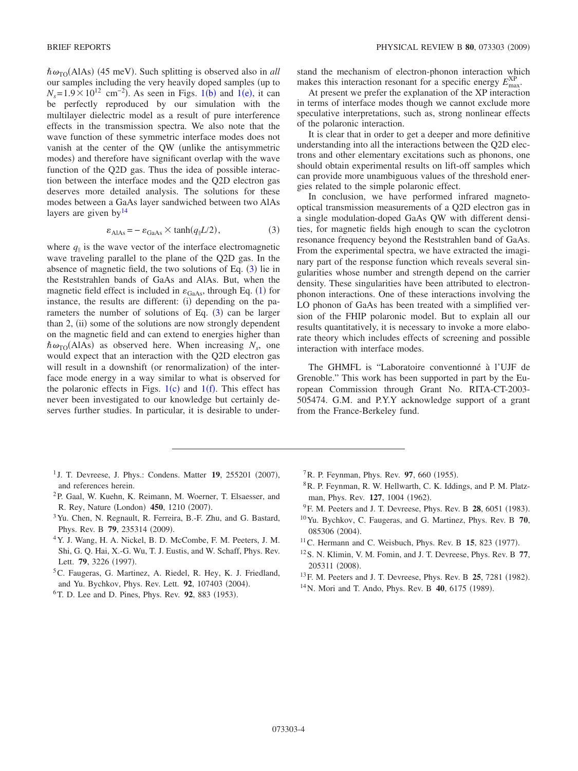$\hbar\omega_{TO}$(AlAs) (45 meV). Such splitting is observed also in *all* our samples including the very heavily doped samples (up to $N_s = 1.9 \times 10^{12}$ cm$^{-2}$). As seen in Figs. 1(b) and 1(e), it can be perfectly reproduced by our simulation with the multilayer dielectric model as a result of pure interference effects in the transmission spectra. We also note that the wave function of these symmetric interface modes does not vanish at the center of the QW (unlike the antisymmetric modes) and therefore have significant overlap with the wave function of the Q2D gas. Thus the idea of possible interaction between the interface modes and the Q2D electron gas deserves more detailed analysis. The solutions for these modes between a GaAs layer sandwiched between two AlAs layers are given by[14]

$$\varepsilon_{\mathrm{AlAs}} = -\varepsilon_{\mathrm{GaAs}} \times \tanh(q_{\parallel}L/2), \tag{3}$$

where $q_{\parallel}$ is the wave vector of the interface electromagnetic wave traveling parallel to the plane of the Q2D gas. In the absence of magnetic field, the two solutions of Eq. (3) lie in the Reststrahlen bands of GaAs and AlAs. But, when the magnetic field effect is included in $\varepsilon_{\mathrm{GaAs}}$, through Eq. (1) for instance, the results are different: (i) depending on the parameters the number of solutions of Eq. (3) can be larger than 2, (ii) some of the solutions are now strongly dependent on the magnetic field and can extend to energies higher than $\hbar\omega_{TO}$(AlAs) as observed here. When increasing $N_s$, one would expect that an interaction with the Q2D electron gas will result in a downshift (or renormalization) of the interface mode energy in a way similar to what is observed for the polaronic effects in Figs. 1(c) and 1(f). This effect has never been investigated to our knowledge but certainly deserves further studies. In particular, it is desirable to understand the mechanism of electron-phonon interaction which makes this interaction resonant for a specific energy $E^{\mathrm{XP}}_{\mathrm{max}}$.

At present we prefer the explanation of the XP interaction in terms of interface modes though we cannot exclude more speculative interpretations, such as, strong nonlinear effects of the polaronic interaction.

It is clear that in order to get a deeper and more definitive understanding into all the interactions between the Q2D electrons and other elementary excitations such as phonons, one should obtain experimental results on lift-off samples which can provide more unambiguous values of the threshold energies related to the simple polaronic effect.

In conclusion, we have performed infrared magneto-optical transmission measurements of a Q2D electron gas in a single modulation-doped GaAs QW with different densities, for magnetic fields high enough to scan the cyclotron resonance frequency beyond the Reststrahlen band of GaAs. From the experimental spectra, we have extracted the imaginary part of the response function which reveals several singularities whose number and strength depend on the carrier density. These singularities have been attributed to electron-phonon interactions. One of these interactions involving the LO phonon of GaAs has been treated with a simplified version of the FHIP polaronic model. But to explain all our results quantitatively, it is necessary to invoke a more elaborate theory which includes effects of screening and possible interaction with interface modes.

The GHMFL is "Laboratoire conventionné à l'UJF de Grenoble." This work has been supported in part by the European Commission through Grant No. RITA-CT-2003-505474. G.M. and P.Y.Y acknowledge support of a grant from the France-Berkeley fund.

---

[1] J. T. Devreese, J. Phys.: Condens. Matter **19**, 255201 (2007), and references herein.

[2] P. Gaal, W. Kuehn, K. Reimann, M. Woerner, T. Elsaesser, and R. Hey, Nature (London) **450**, 1210 (2007).

[3] Yu. Chen, N. Regnault, R. Ferreira, B.-F. Zhu, and G. Bastard, Phys. Rev. B **79**, 235314 (2009).

[4] Y. J. Wang, H. A. Nickel, B. D. McCombe, F. M. Peeters, J. M. Shi, G. Q. Hai, X.-G. Wu, T. J. Eustis, and W. Schaff, Phys. Rev. Lett. **79**, 3226 (1997).

[5] C. Faugeras, G. Martinez, A. Riedel, R. Hey, K. J. Friedland, and Yu. Bychkov, Phys. Rev. Lett. **92**, 107403 (2004).

[6] T. D. Lee and D. Pines, Phys. Rev. **92**, 883 (1953).

[7] R. P. Feynman, Phys. Rev. **97**, 660 (1955).

[8] R. P. Feynman, R. W. Hellwarth, C. K. Iddings, and P. M. Platzman, Phys. Rev. **127**, 1004 (1962).

[9] F. M. Peeters and J. T. Devreese, Phys. Rev. B **28**, 6051 (1983).

[10] Yu. Bychkov, C. Faugeras, and G. Martinez, Phys. Rev. B **70**, 085306 (2004).

[11] C. Hermann and C. Weisbuch, Phys. Rev. B **15**, 823 (1977).

[12] S. N. Klimin, V. M. Fomin, and J. T. Devreese, Phys. Rev. B **77**, 205311 (2008).

[13] F. M. Peeters and J. T. Devreese, Phys. Rev. B **25**, 7281 (1982).

[14] N. Mori and T. Ando, Phys. Rev. B **40**, 6175 (1989).